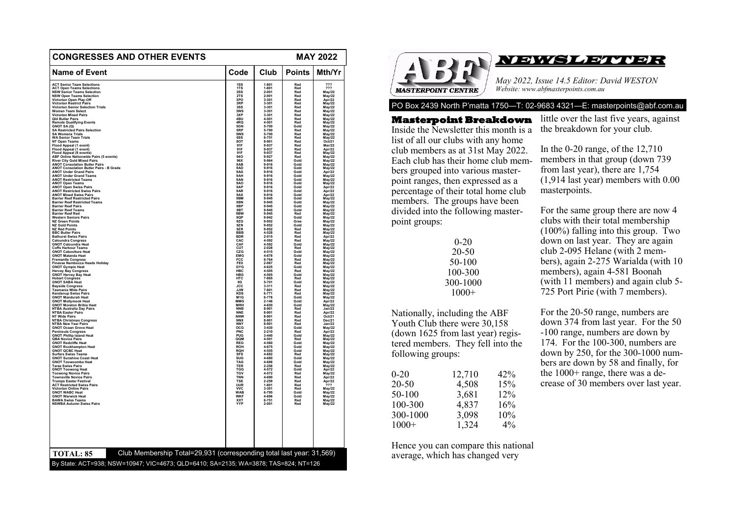## CONGRESSES AND OTHER EVENTS — MAY 2022

| Name of Event | Code | Club | Points | Mth/Yr |
|---|---|---|---|---|
| ACT Senior Team Selections | 1SS | 1-801 | Red | ??? |
| ACT Open Teams Selections | 1TS | 1-801 | Red | ??? |
| NSW Senior Teams Selection | 2SS | 2-001 | Red | May/22 |
| NSW Open Teams Selection | 2TS | 2-001 | Red | May/22 |
| Victorian Open Play-Off | 3PO | 3-301 | Red | Apr/22 |
| Victorian Restrict Pairs | 3RP | 3-301 | Red | May/22 |
| Victorian Senior Selection Trials | 3SS | 3-301 | Red | May/22 |
| Women Team Select | 3WS | 3-301 | Red | May/22 |
| Victorian Mixed Pairs | 3XP | 3-301 | Red | May/22 |
| Qld Butler Pairs | 4BU | 4-501 | Red | May/22 |
| Remote Qualifying Events | 4RQ | 4-501 | Red | May/22 |
| GNOT SA (Q) | 5GN | 5-700 | Gold | May/22 |
| SA Restricted Pairs Selection | 5RP | 5-700 | Red | May/22 |
| SA Womens Trials | 5WS | 5-700 | Red | May/22 |
| WA Senior Team Trials | 6SS | 6-751 | Red | May/22 |
| NT Open Teams | 8OT | 8-901 | Red | Oct/21 |
| Flood Appeal (1 event) | 91F | 9-937 | Red | Mar/22 |
| Flood Appeal (1 event) | 91F | 9-937 | Red | Apr/22 |
| Flood Appeal (8 events) | 91F | 9-937 | Red | May/22 |
| ABF Online Nationwide Pairs (5 events) | 94O | 9-927 | Red | May/22 |
| River City Gold Mixed Pairs | 96X | 9-964 | Gold | May/22 |
| ANOT Consolation Butler Pairs | 9AB | 9-916 | Gold | May/22 |
| ANOT Consolation Butler Pairs - B Grade | 9AD | 9-916 | Gold | May/22 |
| ANOT Under Grand Pairs | 9AG | 9-916 | Gold | Apr/22 |
| ANOT Under Grand Teams | 9AH | 9-916 | Gold | May/22 |
| ANOT Restricted Teams | 9AN | 9-916 | Gold | May/22 |
| ANOT Open Teams | 9AO | 9-916 | Gold | May/22 |
| ANOT Open Swiss Pairs | 9AP | 9-916 | Gold | Apr/22 |
| ANOT Restricted Swiss Pairs | 9AR | 9-916 | Gold | Apr/22 |
| ANOT Mixed Swiss Pairs | 9AX | 9-916 | Gold | Apr/22 |
| Barrier Reef Restricted Pairs | 9BM | 9-945 | Gold | May/22 |
| Barrier Reef Restricted Teams | 9BN | 9-945 | Gold | May/22 |
| Barrier Reef Pairs | 9BP | 9-945 | Gold | May/22 |
| Barrier Reef Teams | 9BT | 9-945 | Gold | May/22 |
| Barrier Reef Red | 9BW | 9-945 | Red | May/22 |
| Western Seniors Pairs | 9QP | 9-942 | Gold | May/22 |
| NZ Green Points | 9ZG | 9-952 | Gree | May/22 |
| NZ Gold Points | 9ZN | 9-952 | Gold | May/22 |
| NZ Red Points | 9ZR | 9-952 | Red | May/22 |
| BBC Butler Pairs | BBB | 4-528 | Red | May/22 |
| Bathurst Swiss Pairs | BDR | 2-015 | Red | Apr/22 |
| Caloundra Congress | CAC | 4-592 | Red | May/22 |
| GNOT Caloundra Heat | CAF | 4-592 | Gold | May/22 |
| Coffs Harbour Teams | CUT | 2-028 | Red | May/22 |
| GNOT Caboolture Heat | CZG | 4-515 | Gold | May/22 |
| GNOT Malanda Heat | EMG | 4-678 | Gold | May/22 |
| Fremantle Congress | FCC | 6-764 | Red | May/22 |
| Finesse Nambucca Heads Holiday | FE0 | 2-067 | Red | May/22 |
| GNOT Gympie Heat | GYG | 4-625 | Gold | May/22 |
| Hervey Bay Congress | HBC | 4-505 | Red | May/22 |
| GNOT Hervey Bay Heat | HBG | 4-505 | Gold | May/22 |
| Hobart Congress | HTC | 7-865 | Red | May/22 |
| GNOT SABA Heat | IIG | 5-701 | Gold | May/22 |
| Bayside Congress | JCC | 3-311 | Red | May/22 |
| Tasmania Wide Pairs | JJW | 7-801 | Red | May/22 |
| Kendenup Swiss Pairs | KDS | 6-771 | Red | May/22 |
| GNOT Mandurah Heat | M1G | 6-778 | Gold | May/22 |
| GNOT Mollymook Heat | MMG | 2-146 | Gold | Apr/22 |
| GNOT Moreton Bribie Heat | MRH | 4-650 | Gold | May/22 |
| NTBA Australia Day Pairs | NNB | 8-901 | Red | Jan/22 |
| NTBA Easter Pairs | NNE | 8-901 | Red | Apr/22 |
| NT Wide Pairs | NNW | 8-901 | Red | Oct/21 |
| NTBA Christmas Congress | NNX | 8-901 | Red | Dec/21 |
| NTBA New Year Pairs | NNY | 8-901 | Red | Jan/22 |
| GNOT Ocean Grove Heat | OCG | 3-430 | Gold | May/22 |
| Peninsula Congress | PNC | 2-210 | Red | Apr/22 |
| GNOT Phillip Island Heat | PUG | 3-440 | Gold | May/22 |
| QBA Novice Pairs | QQM | 4-501 | Red | May/22 |
| GNOT Redcliffe Heat | REG | 4-560 | Gold | May/22 |
| GNOT Rockhampton Heat | ROH | 4-675 | Gold | May/22 |
| GNOT QCBC Heat | RQH | 4-555 | Gold | May/22 |
| Surfers Swiss Teams | SFS | 4-682 | Red | May/22 |
| GNOT Sunshine Coast Heat | SUG | 4-680 | Gold | May/22 |
| GNOT Toowoomba Heat | TAG | 4-688 | Gold | May/22 |
| Taree Swiss Pairs | TER | 2-256 | Red | May/22 |
| GNOT Toowong Heat | TGG | 4-572 | Gold | Apr/22 |
| Toowong Novice Pairs | TGV | 4-572 | Red | May/22 |
| Townsville Novice Pairs | TNN | 4-690 | Red | Apr/22 |
| Trumps Easter Festival | TSE | 2-259 | Red | Apr/22 |
| ACT Restricted Swiss Pairs | UUR | 1-801 | Red | ??? |
| Victorian Online Pairs | VVC | 3-301 | Red | May/22 |
| GNOT WABC Heat | WAB | 6-795 | Gold | May/22 |
| GNOT Warwick Heat | WKF | 4-696 | Gold | May/22 |
| BAWA Swiss Teams | XXT | 6-751 | Red | May/22 |
| NSWBA Autumn Swiss Pairs | YYP | 2-001 | Red | May/22 |

**TOTAL: 85** Club Membership Total=29,931 (corresponding total last year: 31,569)

By State: ACT=938; NSW=10947; VIC=4673; QLD=6410; SA=2135; WA=3878; TAS=824; NT=126

# ABF NEWSLETTER

*May 2022, Issue 14.5 Editor: David WESTON*
*Website: www.abfmasterpoints.com.au*

PO Box 2439 North P'matta 1750—T: 02-9683 4321—E: masterpoints@abf.com.au

## Masterpoint Breakdown

Inside the Newsletter this month is a list of all our clubs with any home club members as at 31st May 2022. Each club has their home club members grouped into various masterpoint ranges, then expressed as a percentage of their total home club members. The groups have been divided into the following masterpoint groups:

0-20
20-50
50-100
100-300
300-1000
1000+

Nationally, including the ABF Youth Club there were 30,158 (down 1625 from last year) registered members. They fell into the following groups:

| | | |
|---|---|---|
| 0-20 | 12,710 | 42% |
| 20-50 | 4,508 | 15% |
| 50-100 | 3,681 | 12% |
| 100-300 | 4,837 | 16% |
| 300-1000 | 3,098 | 10% |
| 1000+ | 1,324 | 4% |

Hence you can compare this national average, which has changed very little over the last five years, against the breakdown for your club.

In the 0-20 range, of the 12,710 members in that group (down 739 from last year), there are 1,754 (1,914 last year) members with 0.00 masterpoints.

For the same group there are now 4 clubs with their total membership (100%) falling into this group. Two down on last year. They are again club 2-095 Helane (with 2 members), again 2-275 Warialda (with 10 members), again 4-581 Boonah (with 11 members) and again club 5-725 Port Pirie (with 7 members).

For the 20-50 range, numbers are down 374 from last year. For the 50-100 range, numbers are down by 174. For the 100-300, numbers are down by 250, for the 300-1000 numbers are down by 58 and finally, for the 1000+ range, there was a decrease of 30 members over last year.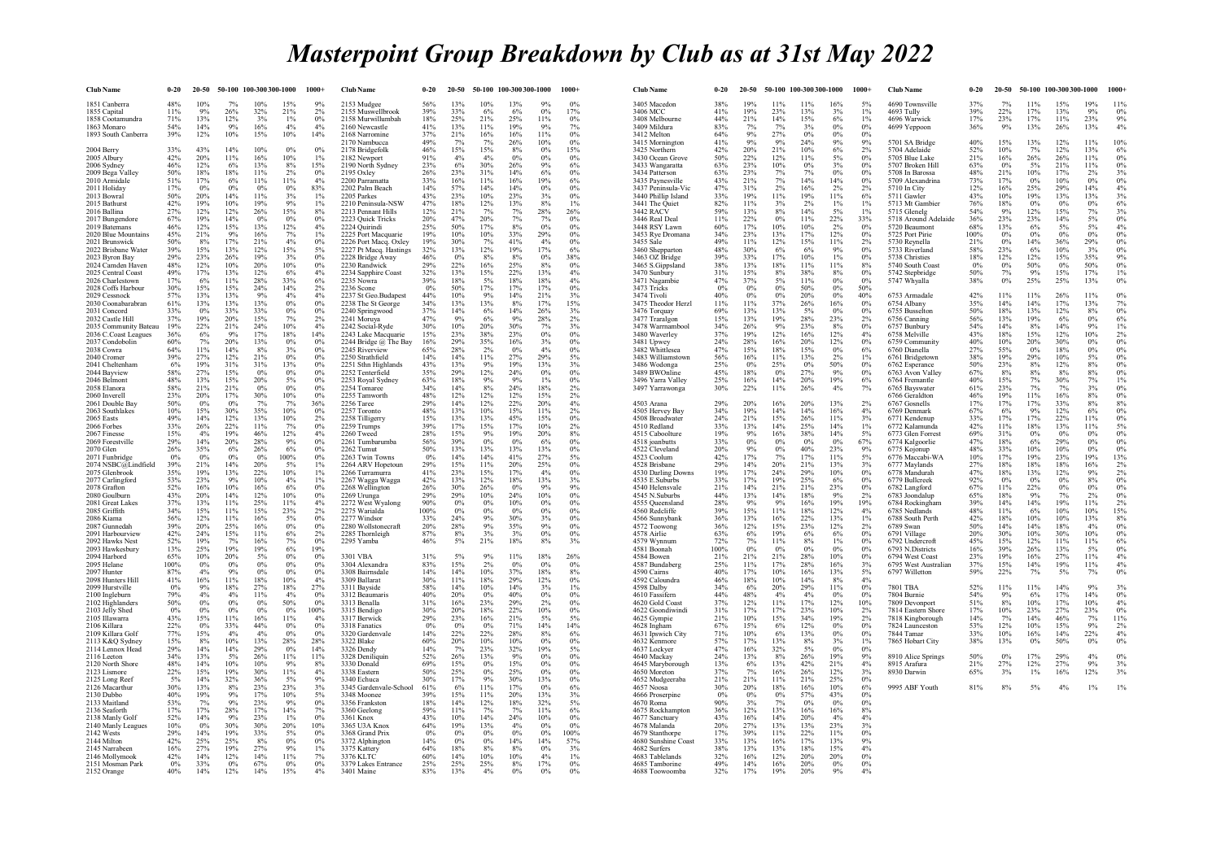# Masterpoint Group Breakdown by Club as at 31st May 2022

| Club Name | 0-20 | 20-50 | 50-100 | 100-300 | 300-1000 | 1000+ |
|---|---|---|---|---|---|---|
| 1851 Canberra | 48% | 10% | 7% | 10% | 15% | 9% |
| 1855 Capital | 11% | 9% | 26% | 32% | 21% | 2% |
| 1858 Cootamundra | 71% | 13% | 12% | 3% | 1% | 0% |
| 1863 Monaro | 54% | 14% | 9% | 16% | 4% | 4% |
| 1893 South Canberra | 39% | 12% | 10% | 15% | 10% | 14% |
| 2004 Berry | 33% | 43% | 14% | 10% | 0% | 0% |
| 2005 Albury | 42% | 20% | 11% | 16% | 10% | 1% |
| 2006 Sydney | 46% | 12% | 6% | 13% | 8% | 15% |
| 2009 Bega Valley | 50% | 18% | 18% | 11% | 2% | 0% |
| 2010 Armidale | 51% | 17% | 6% | 11% | 11% | 4% |
| 2011 Holiday | 17% | 0% | 0% | 0% | 0% | 83% |
| 2013 Bowral | 50% | 20% | 14% | 11% | 3% | 1% |
| 2015 Bathurst | 42% | 19% | 10% | 19% | 9% | 1% |
| 2016 Ballina | 27% | 12% | 12% | 26% | 15% | 8% |
| 2017 Bungendore | 67% | 19% | 14% | 0% | 0% | 0% |
| 2019 Batemans | 46% | 12% | 15% | 13% | 12% | 4% |
| 2020 Blue Mountains | 45% | 21% | 9% | 16% | 7% | 1% |
| 2021 Brunswick | 50% | 8% | 17% | 21% | 4% | 0% |
| 2022 Brisbane Water | 39% | 15% | 13% | 12% | 15% | 5% |
| 2023 Byron Bay | 29% | 23% | 26% | 19% | 3% | 0% |
| 2024 Camden Haven | 48% | 12% | 10% | 20% | 10% | 0% |
| 2025 Central Coast | 49% | 17% | 13% | 12% | 6% | 4% |
| 2026 Charlestown | 17% | 6% | 11% | 28% | 33% | 6% |
| 2028 Coffs Harbour | 30% | 15% | 15% | 24% | 14% | 2% |
| 2029 Cessnock | 57% | 13% | 13% | 9% | 4% | 4% |
| 2030 Coonabarabran | 61% | 13% | 13% | 13% | 0% | 0% |
| 2031 Concord | 33% | 0% | 33% | 33% | 0% | 0% |
| 2032 Castle Hill | 37% | 19% | 20% | 15% | 7% | 2% |
| 2035 Community Bateau | 19% | 22% | 21% | 24% | 10% | 4% |
| 2036 C.Coast Leagues | 36% | 6% | 9% | 17% | 18% | 14% |
| 2037 Condobolin | 60% | 7% | 20% | 13% | 0% | 0% |
| 2038 Cowra | 64% | 11% | 14% | 8% | 3% | 0% |
| 2040 Cromer | 39% | 27% | 12% | 21% | 0% | 0% |
| 2041 Cheltenham | 6% | 19% | 31% | 31% | 13% | 0% |
| 2043 Dubbo | 58% | 27% | 15% | 0% | 0% | 0% |
| 2046 Belmont | 48% | 13% | 15% | 20% | 5% | 0% |
| 2058 Eastora | 58% | 21% | 21% | 0% | 0% | 0% |
| 2060 Inverell | 23% | 20% | 17% | 30% | 10% | 0% |
| 2061 Double Bay | 50% | 0% | 0% | 7% | 7% | 36% |
| 2063 Southlakes | 10% | 15% | 30% | 35% | 10% | 0% |
| 2065 Easts | 49% | 14% | 12% | 13% | 10% | 2% |
| 2066 Forbes | 33% | 26% | 22% | 11% | 7% | 0% |
| 2067 Finesse | 15% | 4% | 19% | 46% | 12% | 4% |
| 2069 Forestville | 29% | 14% | 20% | 28% | 9% | 0% |
| 2070 Glen | 26% | 35% | 6% | 26% | 6% | 0% |
| 2071 Funbridge | 0% | 0% | 0% | 0% | 100% | 0% |
| 2074 NSBC@Lindfield | 39% | 21% | 14% | 20% | 5% | 1% |
| 2075 Glenbrook | 35% | 19% | 13% | 22% | 10% | 1% |
| 2077 Carlingford | 53% | 23% | 9% | 10% | 4% | 1% |
| 2078 Grafton | 52% | 16% | 10% | 16% | 6% | 0% |
| 2080 Goulburn | 43% | 20% | 14% | 12% | 10% | 0% |
| 2081 Great Lakes | 37% | 13% | 11% | 25% | 11% | 4% |
| 2085 Griffith | 34% | 15% | 11% | 15% | 23% | 2% |
| 2086 Kiama | 56% | 12% | 11% | 16% | 5% | 0% |
| 2087 Gunnedah | 39% | 20% | 25% | 16% | 0% | 0% |
| 2091 Harbourview | 42% | 24% | 15% | 11% | 6% | 2% |
| 2092 Hawks Nest | 52% | 19% | 7% | 16% | 7% | 0% |
| 2093 Hawkesbury | 13% | 25% | 19% | 19% | 6% | 19% |
| 2094 Harbord | 65% | 10% | 20% | 5% | 0% | 0% |
| 2095 Helane | 100% | 0% | 0% | 0% | 0% | 0% |
| 2097 Hunter | 87% | 4% | 9% | 0% | 0% | 0% |
| 2098 Hunters Hill | 41% | 16% | 11% | 18% | 10% | 4% |
| 2099 Hurstville | 0% | 9% | 18% | 27% | 18% | 27% |
| 2100 Ingleburn | 79% | 4% | 4% | 11% | 4% | 0% |
| 2102 Highlanders | 50% | 0% | 0% | 0% | 50% | 0% |
| 2103 Jelly Shed | 0% | 0% | 0% | 0% | 0% | 100% |
| 2105 Illawarra | 43% | 15% | 11% | 16% | 11% | 4% |
| 2106 Killara | 22% | 0% | 33% | 44% | 0% | 0% |
| 2109 Killara Golf | 77% | 15% | 4% | 4% | 0% | 0% |
| 2113 K&Q Sydney | 15% | 8% | 10% | 13% | 28% | 28% |
| 2114 Lennox Head | 29% | 14% | 14% | 29% | 0% | 14% |
| 2116 Leeton | 34% | 13% | 5% | 26% | 11% | 11% |
| 2120 North Shore | 48% | 14% | 10% | 10% | 9% | 8% |
| 2123 Lismore | 22% | 15% | 19% | 30% | 11% | 4% |
| 2125 Long Reef | 5% | 14% | 32% | 36% | 5% | 9% |
| 2126 Macarthur | 30% | 13% | 8% | 23% | 23% | 3% |
| 2130 Dubbo | 40% | 19% | 9% | 17% | 10% | 5% |
| 2133 Maitland | 53% | 7% | 9% | 23% | 9% | 0% |
| 2136 Seaforth | 17% | 17% | 28% | 17% | 14% | 7% |
| 2138 Manly Golf | 52% | 14% | 9% | 23% | 1% | 0% |
| 2140 Manly Leagues | 10% | 0% | 30% | 30% | 20% | 10% |
| 2142 Wests | 29% | 14% | 19% | 33% | 5% | 0% |
| 2144 Milton | 42% | 25% | 25% | 8% | 0% | 0% |
| 2145 Narrabeen | 16% | 27% | 19% | 27% | 9% | 1% |
| 2146 Mollymook | 42% | 14% | 12% | 14% | 11% | 7% |
| 2151 Mosman Park | 0% | 33% | 0% | 67% | 0% | 0% |
| 2152 Orange | 40% | 14% | 12% | 14% | 15% | 4% |
| 2153 Mudgee | 56% | 13% | 10% | 13% | 9% | 0% |
| 2155 Muswellbrook | 39% | 33% | 6% | 6% | 0% | 17% |
| 2158 Murwillumbah | 18% | 25% | 21% | 25% | 11% | 0% |
| 2160 Newcastle | 41% | 13% | 11% | 19% | 9% | 7% |
| 2168 Narromine | 37% | 21% | 16% | 16% | 11% | 0% |
| 2170 Nambucca | 49% | 7% | 7% | 26% | 10% | 0% |
| 2178 Bridgefolk | 46% | 15% | 15% | 8% | 0% | 15% |
| 2182 Newport | 91% | 4% | 4% | 0% | 0% | 0% |
| 2190 North Sydney | 23% | 6% | 30% | 26% | 9% | 6% |
| 2195 Oxley | 26% | 23% | 31% | 14% | 6% | 0% |
| 2200 Parramatta | 33% | 16% | 11% | 16% | 19% | 6% |
| 2202 Palm Beach | 14% | 57% | 14% | 14% | 0% | 0% |
| 2205 Parkes | 43% | 23% | 10% | 23% | 3% | 0% |
| 2210 Peninsula-NSW | 47% | 18% | 12% | 13% | 8% | 1% |
| 2213 Pennant Hills | 12% | 21% | 7% | 7% | 28% | 26% |
| 2223 Quick Tricks | 20% | 47% | 20% | 7% | 7% | 0% |
| 2224 Quirindi | 25% | 50% | 17% | 8% | 0% | 0% |
| 2225 Port Macquarie | 19% | 10% | 10% | 33% | 29% | 0% |
| 2226 Port Macq. Oxley | 19% | 30% | 7% | 41% | 4% | 0% |
| 2227 Pt Macq. Hastings | 32% | 13% | 12% | 19% | 17% | 6% |
| 2228 Bridge Away | 46% | 0% | 8% | 8% | 0% | 38% |
| 2230 Randwick | 29% | 22% | 16% | 25% | 8% | 0% |
| 2234 Sapphire Coast | 32% | 13% | 15% | 22% | 13% | 4% |
| 2235 Nowra | 39% | 18% | 5% | 18% | 18% | 4% |
| 2236 Scone | 0% | 50% | 17% | 17% | 17% | 0% |
| 2237 St Geo.Budapest | 44% | 10% | 9% | 14% | 21% | 3% |
| 2238 The St George | 34% | 13% | 13% | 8% | 17% | 15% |
| 2240 Springwood | 37% | 14% | 6% | 14% | 26% | 3% |
| 2241 Moruya | 47% | 9% | 6% | 9% | 28% | 2% |
| 2242 Social-Ryde | 30% | 10% | 20% | 30% | 7% | 3% |
| 2243 Lake Macquarie | 15% | 23% | 38% | 23% | 0% | 0% |
| 2244 Bridge @ The Bay | 16% | 29% | 35% | 16% | 3% | 0% |
| 2245 Riverview | 65% | 28% | 2% | 0% | 4% | 0% |
| 2250 Strathfield | 14% | 14% | 11% | 27% | 29% | 5% |
| 2251 Sthn Highlands | 43% | 13% | 9% | 19% | 13% | 3% |
| 2252 Tenterfield | 35% | 29% | 12% | 24% | 0% | 0% |
| 2253 Royal Sydney | 63% | 18% | 9% | 9% | 1% | 0% |
| 2254 Tomaree | 34% | 14% | 8% | 24% | 18% | 2% |
| 2255 Tamworth | 48% | 12% | 12% | 12% | 15% | 2% |
| 2256 Taree | 29% | 14% | 12% | 22% | 20% | 4% |
| 2257 Toronto | 48% | 13% | 10% | 15% | 11% | 2% |
| 2258 Tilligerry | 15% | 13% | 13% | 45% | 15% | 0% |
| 2259 Trumps | 39% | 17% | 15% | 17% | 10% | 2% |
| 2260 Tweed | 28% | 15% | 9% | 19% | 20% | 8% |
| 2261 Tumbarumba | 56% | 39% | 0% | 0% | 6% | 0% |
| 2262 Tumut | 50% | 13% | 13% | 13% | 13% | 0% |
| 2263 Twin Towns | 0% | 14% | 14% | 41% | 27% | 5% |
| 2264 ARV Hopetoun | 29% | 15% | 11% | 20% | 25% | 0% |
| 2266 Turramurra | 41% | 23% | 15% | 17% | 4% | 0% |
| 2267 Wagga Wagga | 42% | 13% | 12% | 18% | 13% | 3% |
| 2268 Wellington | 26% | 30% | 26% | 0% | 9% | 9% |
| 2269 Urunga | 29% | 29% | 10% | 24% | 10% | 0% |
| 2272 West Wyalong | 90% | 0% | 0% | 10% | 0% | 0% |
| 2275 Warialda | 100% | 0% | 0% | 0% | 0% | 0% |
| 2277 Windsor | 33% | 24% | 9% | 30% | 3% | 0% |
| 2280 Wollstonecraft | 20% | 28% | 9% | 35% | 9% | 0% |
| 2285 Thornleigh | 87% | 8% | 3% | 3% | 0% | 0% |
| 2295 Yamba | 46% | 5% | 21% | 18% | 8% | 3% |
| 3301 VBA | 31% | 5% | 9% | 11% | 18% | 26% |
| 3304 Alexandra | 83% | 15% | 2% | 0% | 0% | 0% |
| 3308 Bairnsdale | 14% | 14% | 10% | 37% | 18% | 8% |
| 3309 Ballarat | 30% | 11% | 18% | 29% | 12% | 0% |
| 3311 Bayside | 58% | 14% | 10% | 14% | 3% | 1% |
| 3312 Beaumaris | 40% | 20% | 0% | 40% | 0% | 0% |
| 3313 Benalla | 31% | 16% | 23% | 29% | 2% | 0% |
| 3315 Bendigo | 30% | 20% | 18% | 22% | 10% | 0% |
| 3317 Berwick | 29% | 23% | 16% | 21% | 5% | 5% |
| 3318 Fanatics | 0% | 0% | 0% | 71% | 14% | 14% |
| 3320 Gardenvale | 14% | 22% | 22% | 28% | 8% | 6% |
| 3322 Blake | 60% | 20% | 10% | 10% | 0% | 0% |
| 3326 Endy | 14% | 7% | 23% | 32% | 19% | 5% |
| 3328 Deniliquin | 52% | 26% | 13% | 9% | 0% | 0% |
| 3330 Donald | 69% | 15% | 0% | 15% | 0% | 0% |
| 3338 Eastern | 50% | 25% | 0% | 25% | 0% | 0% |
| 3340 Echuca | 30% | 17% | 9% | 30% | 13% | 0% |
| 3345 Gardenvale-School | 61% | 6% | 11% | 17% | 0% | 6% |
| 3348 Moonee | 39% | 15% | 11% | 20% | 13% | 3% |
| 3356 Frankston | 18% | 14% | 12% | 18% | 32% | 5% |
| 3360 Geelong | 59% | 11% | 7% | 7% | 11% | 6% |
| 3361 Knox | 43% | 10% | 14% | 24% | 10% | 0% |
| 3365 U3A Knox | 64% | 19% | 13% | 4% | 0% | 0% |
| 3368 Grand Prix | 0% | 0% | 0% | 0% | 0% | 100% |
| 3372 Alphington | 14% | 0% | 0% | 14% | 14% | 57% |
| 3375 Kattery | 64% | 18% | 8% | 8% | 0% | 3% |
| 3376 KLTC | 60% | 14% | 10% | 10% | 4% | 1% |
| 3379 Lakes Entrance | 25% | 25% | 25% | 8% | 17% | 0% |
| 3401 Maine | 83% | 13% | 4% | 0% | 0% | 0% |
| 3405 Macedon | 38% | 19% | 11% | 11% | 16% | 5% |
| 3406 MCC | 41% | 19% | 23% | 13% | 3% | 1% |
| 3408 Melbourne | 44% | 21% | 14% | 15% | 6% | 1% |
| 3409 Mildura | 83% | 7% | 7% | 3% | 0% | 0% |
| 3412 Melton | 64% | 9% | 27% | 0% | 0% | 0% |
| 3415 Mornington | 41% | 9% | 9% | 24% | 9% | 9% |
| 3425 Northern | 42% | 20% | 21% | 10% | 6% | 2% |
| 3430 Ocean Grove | 50% | 22% | 12% | 11% | 5% | 0% |
| 3433 Wangaratta | 63% | 23% | 10% | 0% | 3% | 0% |
| 3434 Patterson | 63% | 23% | 7% | 7% | 0% | 0% |
| 3435 Paynesville | 43% | 21% | 7% | 14% | 14% | 0% |
| 3437 Peninsula-Vic | 47% | 31% | 2% | 16% | 2% | 2% |
| 3440 Phillip Island | 33% | 19% | 11% | 19% | 11% | 6% |
| 3441 The Quiet | 82% | 11% | 3% | 2% | 1% | 1% |
| 3442 RACV | 59% | 13% | 8% | 14% | 5% | 1% |
| 3446 Real Deal | 11% | 22% | 0% | 11% | 22% | 33% |
| 3448 RSY Lawn | 60% | 17% | 10% | 10% | 2% | 0% |
| 3453 Rye Dromana | 34% | 23% | 13% | 17% | 12% | 0% |
| 3455 Sale | 49% | 11% | 12% | 15% | 11% | 2% |
| 3460 Shepparton | 48% | 30% | 6% | 6% | 9% | 0% |
| 3463 OZ Bridge | 39% | 33% | 17% | 10% | 1% | 0% |
| 3465 S.Gippsland | 38% | 13% | 18% | 11% | 11% | 8% |
| 3470 Sunbury | 31% | 15% | 8% | 38% | 8% | 0% |
| 3471 Nagambie | 47% | 37% | 5% | 11% | 0% | 0% |
| 3473 Tricks | 0% | 0% | 0% | 50% | 0% | 50% |
| 3474 Tivoli | 40% | 0% | 0% | 20% | 0% | 40% |
| 3475 Theodor Herzl | 11% | 11% | 37% | 26% | 16% | 0% |
| 3476 Torquay | 69% | 13% | 13% | 5% | 0% | 0% |
| 3477 Traralgon | 15% | 13% | 19% | 28% | 23% | 2% |
| 3478 Warrnambool | 34% | 26% | 9% | 23% | 8% | 0% |
| 3480 Waverley | 37% | 19% | 12% | 16% | 12% | 4% |
| 3481 Upwey | 24% | 28% | 16% | 20% | 12% | 0% |
| 3482 Whittlesea | 47% | 15% | 18% | 15% | 0% | 6% |
| 3483 Williamstown | 56% | 16% | 11% | 13% | 2% | 1% |
| 3486 Wodonga | 25% | 0% | 25% | 0% | 50% | 0% |
| 3489 BWOnline | 45% | 18% | 0% | 27% | 9% | 0% |
| 3496 Yarra Valley | 25% | 16% | 14% | 20% | 19% | 6% |
| 3497 Yarrawonga | 30% | 22% | 11% | 26% | 4% | 7% |
| 4503 Arana | 29% | 20% | 16% | 20% | 13% | 2% |
| 4505 Hervey Bay | 34% | 19% | 14% | 14% | 16% | 4% |
| 4508 Broadwater | 24% | 21% | 15% | 26% | 11% | 3% |
| 4510 Redland | 33% | 13% | 14% | 25% | 14% | 1% |
| 4515 Caboolture | 19% | 9% | 16% | 38% | 14% | 5% |
| 4518 ioanbutts | 33% | 0% | 0% | 0% | 0% | 67% |
| 4522 Cleveland | 20% | 9% | 0% | 40% | 23% | 9% |
| 4523 Coolum | 42% | 17% | 7% | 17% | 11% | 5% |
| 4528 Brisbane | 29% | 14% | 20% | 21% | 13% | 3% |
| 4530 Darling Downs | 19% | 17% | 24% | 29% | 10% | 0% |
| 4535 E.Suburbs | 33% | 17% | 19% | 25% | 6% | 0% |
| 4540 Helensvale | 21% | 14% | 21% | 21% | 23% | 0% |
| 4545 N.Suburbs | 44% | 13% | 14% | 18% | 9% | 2% |
| 4555 Queensland | 28% | 9% | 9% | 16% | 19% | 19% |
| 4560 Redcliffe | 39% | 15% | 11% | 18% | 12% | 4% |
| 4566 Sunnybank | 36% | 13% | 16% | 22% | 13% | 1% |
| 4572 Toowong | 36% | 12% | 15% | 23% | 12% | 2% |
| 4578 Airlie | 63% | 6% | 19% | 6% | 6% | 0% |
| 4579 Wynnum | 72% | 7% | 11% | 8% | 1% | 0% |
| 4581 Boonah | 100% | 0% | 0% | 0% | 0% | 0% |
| 4584 Bowen | 21% | 21% | 21% | 28% | 10% | 0% |
| 4587 Bundaberg | 25% | 11% | 17% | 28% | 16% | 3% |
| 4590 Cairns | 40% | 17% | 10% | 16% | 13% | 5% |
| 4592 Caloundra | 46% | 18% | 10% | 14% | 8% | 4% |
| 4598 Dalby | 34% | 6% | 20% | 29% | 11% | 0% |
| 4610 Fassifern | 44% | 48% | 4% | 4% | 0% | 0% |
| 4620 Gold Coast | 37% | 12% | 11% | 17% | 12% | 10% |
| 4622 Goondiwindi | 31% | 17% | 17% | 23% | 10% | 2% |
| 4625 Gympie | 21% | 10% | 15% | 34% | 19% | 2% |
| 4628 Ingham | 67% | 15% | 6% | 12% | 0% | 0% |
| 4631 Ipswich City | 71% | 10% | 6% | 13% | 0% | 0% |
| 4632 Kenmore | 57% | 17% | 13% | 8% | 3% | 1% |
| 4637 Lockyer | 47% | 16% | 32% | 5% | 0% | 0% |
| 4640 Mackay | 24% | 13% | 8% | 26% | 19% | 9% |
| 4645 Maryborough | 13% | 6% | 13% | 42% | 21% | 4% |
| 4650 Moreton | 37% | 7% | 16% | 26% | 12% | 3% |
| 4652 Mudgeeraba | 21% | 21% | 11% | 21% | 25% | 0% |
| 4657 Noosa | 30% | 20% | 18% | 16% | 10% | 6% |
| 4666 Proserpine | 0% | 0% | 0% | 57% | 43% | 0% |
| 4670 Roma | 90% | 3% | 7% | 0% | 0% | 0% |
| 4675 Rockhampton | 36% | 12% | 13% | 16% | 16% | 8% |
| 4677 Sanctuary | 43% | 16% | 14% | 20% | 4% | 4% |
| 4678 Malanda | 20% | 27% | 13% | 13% | 23% | 3% |
| 4679 Stanthorpe | 17% | 39% | 11% | 22% | 11% | 0% |
| 4680 Sunshine Coast | 33% | 13% | 16% | 17% | 13% | 9% |
| 4682 Surfers | 38% | 13% | 13% | 18% | 15% | 4% |
| 4683 Tablelands | 32% | 16% | 12% | 20% | 20% | 0% |
| 4685 Tamborine | 49% | 14% | 16% | 20% | 0% | 0% |
| 4688 Toowoomba | 32% | 17% | 19% | 20% | 9% | 4% |
| 4690 Townsville | 37% | 7% | 11% | 15% | 19% | 11% |
| 4693 Tully | 39% | 22% | 17% | 13% | 9% | 0% |
| 4696 Warwick | 17% | 23% | 17% | 11% | 23% | 9% |
| 4699 Yeppoon | 36% | 9% | 13% | 26% | 13% | 4% |
| 5701 SA Bridge | 40% | 15% | 13% | 12% | 11% | 10% |
| 5704 Adelaide | 52% | 10% | 7% | 12% | 13% | 6% |
| 5705 Blue Lake | 21% | 16% | 26% | 26% | 11% | 0% |
| 5707 Broken Hill | 63% | 0% | 5% | 21% | 11% | 0% |
| 5708 In Barossa | 48% | 21% | 10% | 17% | 2% | 3% |
| 5709 Alexandrina | 73% | 17% | 0% | 10% | 0% | 0% |
| 5710 In City | 12% | 16% | 25% | 29% | 14% | 4% |
| 5711 Gawler | 43% | 10% | 19% | 13% | 13% | 3% |
| 5713 Mt Gambier | 76% | 18% | 0% | 0% | 0% | 6% |
| 5715 Glenelg | 54% | 9% | 12% | 15% | 7% | 3% |
| 5718 Around Adelaide | 36% | 23% | 23% | 14% | 5% | 0% |
| 5720 Beaumont | 68% | 13% | 6% | 5% | 5% | 4% |
| 5725 Port Pirie | 100% | 0% | 0% | 0% | 0% | 0% |
| 5730 Reynella | 21% | 0% | 14% | 36% | 29% | 0% |
| 5733 Riverland | 58% | 23% | 6% | 10% | 3% | 0% |
| 5738 Christies | 18% | 12% | 12% | 15% | 35% | 9% |
| 5740 South Coast | 0% | 0% | 50% | 0% | 50% | 0% |
| 5742 Stepbridge | 50% | 7% | 9% | 15% | 17% | 1% |
| 5747 Whyalla | 38% | 0% | 25% | 25% | 13% | 0% |
| 6753 Armadale | 42% | 11% | 11% | 26% | 11% | 0% |
| 6754 Albany | 35% | 14% | 14% | 17% | 13% | 7% |
| 6755 Busselton | 50% | 18% | 13% | 12% | 8% | 0% |
| 6756 Canning | 56% | 13% | 19% | 6% | 0% | 6% |
| 6757 Bunbury | 54% | 14% | 8% | 14% | 9% | 1% |
| 6758 Melville | 43% | 18% | 15% | 12% | 10% | 2% |
| 6759 Community | 40% | 10% | 20% | 30% | 0% | 0% |
| 6760 Dianella | 27% | 55% | 0% | 18% | 0% | 0% |
| 6761 Bridgetown | 38% | 19% | 29% | 10% | 5% | 0% |
| 6762 Esperance | 50% | 23% | 8% | 12% | 8% | 0% |
| 6763 Avon Valley | 67% | 8% | 8% | 8% | 8% | 0% |
| 6764 Fremantle | 40% | 15% | 7% | 30% | 7% | 1% |
| 6765 Bayswater | 61% | 23% | 7% | 7% | 3% | 0% |
| 6766 Geraldton | 46% | 19% | 11% | 16% | 8% | 0% |
| 6767 Gosnells | 17% | 17% | 17% | 33% | 8% | 8% |
| 6769 Denmark | 67% | 6% | 9% | 12% | 6% | 0% |
| 6771 Kendenup | 33% | 17% | 17% | 22% | 11% | 0% |
| 6772 Kalamunda | 42% | 11% | 18% | 13% | 11% | 5% |
| 6773 Glen Forrest | 69% | 31% | 0% | 0% | 0% | 0% |
| 6774 Kalgoorlie | 47% | 18% | 6% | 29% | 0% | 0% |
| 6775 Kojonup | 48% | 33% | 10% | 10% | 0% | 0% |
| 6776 Maccabi-WA | 10% | 17% | 19% | 23% | 19% | 13% |
| 6777 Maylands | 27% | 18% | 18% | 18% | 16% | 2% |
| 6778 Mandurah | 47% | 18% | 13% | 12% | 9% | 2% |
| 6779 Bullcreek | 92% | 0% | 0% | 0% | 8% | 0% |
| 6782 Langford | 67% | 11% | 22% | 0% | 0% | 0% |
| 6783 Joondalup | 65% | 18% | 9% | 7% | 2% | 0% |
| 6784 Rockingham | 39% | 14% | 14% | 19% | 11% | 2% |
| 6785 Nedlands | 48% | 11% | 6% | 10% | 10% | 15% |
| 6788 South Perth | 42% | 18% | 10% | 10% | 13% | 8% |
| 6789 Swan | 50% | 14% | 14% | 18% | 4% | 0% |
| 6791 Village | 20% | 30% | 10% | 30% | 10% | 0% |
| 6792 Undercroft | 45% | 15% | 12% | 11% | 11% | 6% |
| 6793 N.Districts | 16% | 39% | 26% | 13% | 5% | 0% |
| 6794 West Coast | 23% | 19% | 16% | 27% | 11% | 4% |
| 6795 West Australian | 37% | 15% | 14% | 19% | 11% | 4% |
| 6797 Willetton | 59% | 22% | 7% | 5% | 7% | 0% |
| 7801 TBA | 52% | 11% | 11% | 14% | 9% | 3% |
| 7804 Burnie | 54% | 9% | 6% | 17% | 14% | 0% |
| 7809 Devonport | 51% | 8% | 10% | 17% | 10% | 4% |
| 7814 Eastern Shore | 17% | 10% | 23% | 27% | 23% | 0% |
| 7818 Kingborough | 14% | 7% | 14% | 46% | 7% | 11% |
| 7824 Launceston | 53% | 12% | 10% | 15% | 9% | 2% |
| 7844 Tamar | 33% | 10% | 16% | 14% | 22% | 4% |
| 7865 Hobart City | 38% | 13% | 0% | 50% | 0% | 0% |
| 8910 Alice Springs | 50% | 0% | 17% | 29% | 4% | 0% |
| 8915 Arafura | 21% | 27% | 12% | 27% | 9% | 3% |
| 8930 Darwin | 65% | 3% | 1% | 16% | 12% | 3% |
| 9995 ABF Youth | 81% | 8% | 5% | 4% | 1% | 1% |